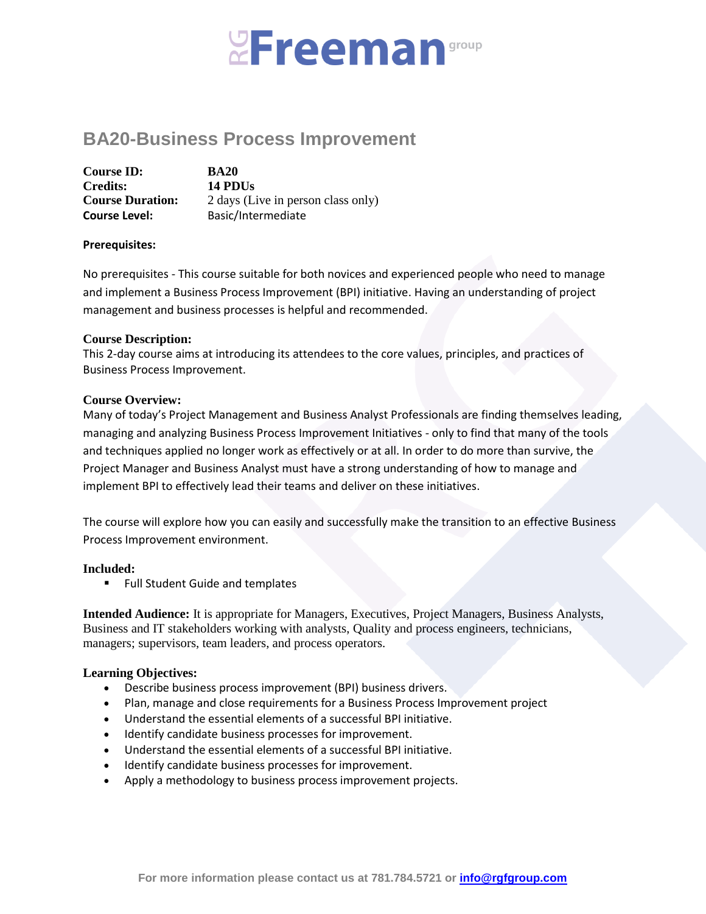# BA20-Business Process Improvement

**Course ID:** **BA20**
**Credits:** **14 PDUs**
**Course Duration:** 2 days (Live in person class only)
**Course Level:** Basic/Intermediate

**Prerequisites:**

No prerequisites - This course suitable for both novices and experienced people who need to manage and implement a Business Process Improvement (BPI) initiative. Having an understanding of project management and business processes is helpful and recommended.

**Course Description:**
This 2-day course aims at introducing its attendees to the core values, principles, and practices of Business Process Improvement.

**Course Overview:**
Many of today's Project Management and Business Analyst Professionals are finding themselves leading, managing and analyzing Business Process Improvement Initiatives - only to find that many of the tools and techniques applied no longer work as effectively or at all. In order to do more than survive, the Project Manager and Business Analyst must have a strong understanding of how to manage and implement BPI to effectively lead their teams and deliver on these initiatives.

The course will explore how you can easily and successfully make the transition to an effective Business Process Improvement environment.

**Included:**

- Full Student Guide and templates

**Intended Audience:** It is appropriate for Managers, Executives, Project Managers, Business Analysts, Business and IT stakeholders working with analysts, Quality and process engineers, technicians, managers; supervisors, team leaders, and process operators.

**Learning Objectives:**

- Describe business process improvement (BPI) business drivers.
- Plan, manage and close requirements for a Business Process Improvement project
- Understand the essential elements of a successful BPI initiative.
- Identify candidate business processes for improvement.
- Understand the essential elements of a successful BPI initiative.
- Identify candidate business processes for improvement.
- Apply a methodology to business process improvement projects.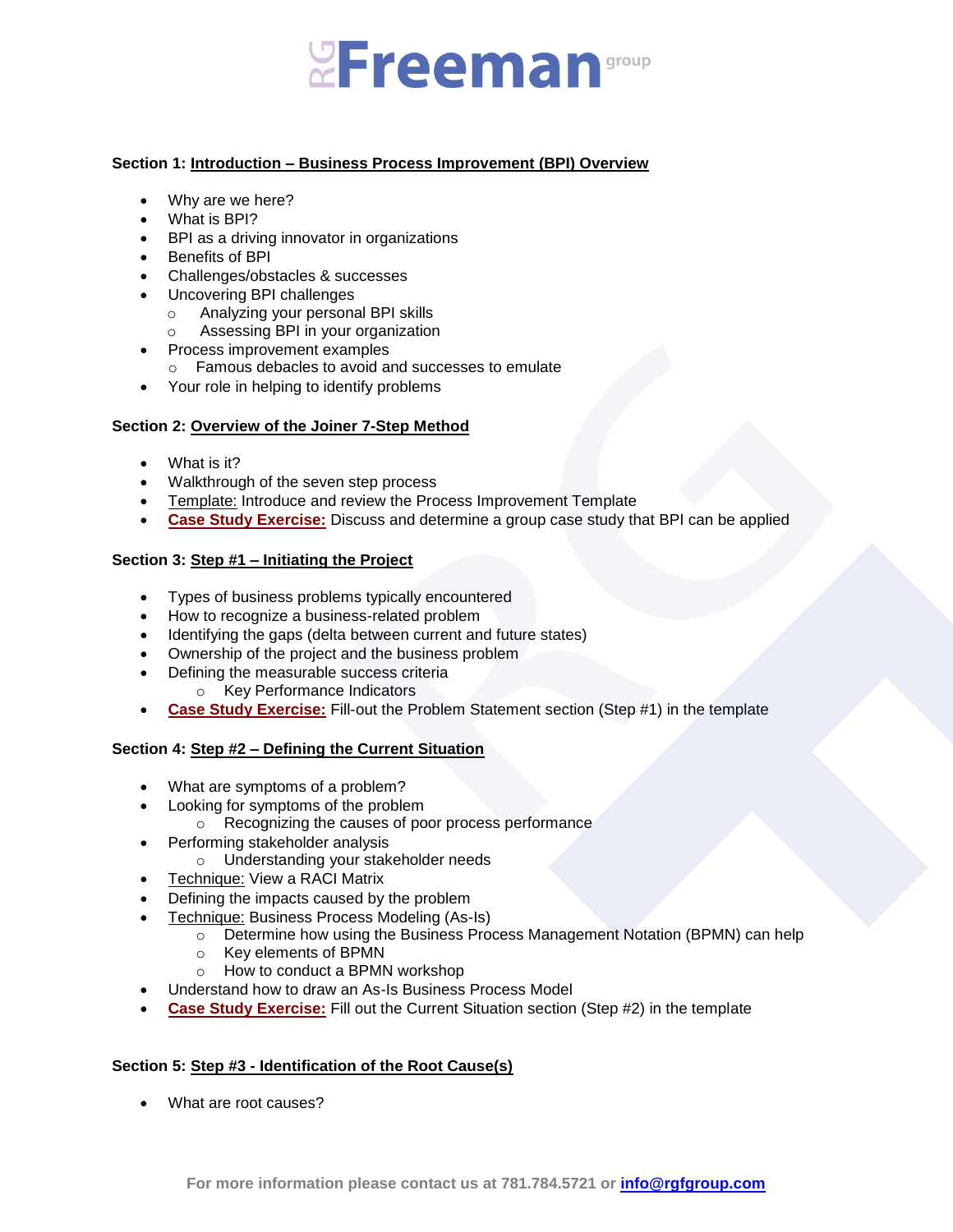**Section 1: Introduction – Business Process Improvement (BPI) Overview**

- Why are we here?
- What is BPI?
- BPI as a driving innovator in organizations
- Benefits of BPI
- Challenges/obstacles & successes
- Uncovering BPI challenges
  - Analyzing your personal BPI skills
  - Assessing BPI in your organization
- Process improvement examples
  - Famous debacles to avoid and successes to emulate
- Your role in helping to identify problems

**Section 2: Overview of the Joiner 7-Step Method**

- What is it?
- Walkthrough of the seven step process
- Template: Introduce and review the Process Improvement Template
- **Case Study Exercise:** Discuss and determine a group case study that BPI can be applied

**Section 3: Step #1 – Initiating the Project**

- Types of business problems typically encountered
- How to recognize a business-related problem
- Identifying the gaps (delta between current and future states)
- Ownership of the project and the business problem
- Defining the measurable success criteria
  - Key Performance Indicators
- **Case Study Exercise:** Fill-out the Problem Statement section (Step #1) in the template

**Section 4: Step #2 – Defining the Current Situation**

- What are symptoms of a problem?
- Looking for symptoms of the problem
  - Recognizing the causes of poor process performance
- Performing stakeholder analysis
  - Understanding your stakeholder needs
- Technique: View a RACI Matrix
- Defining the impacts caused by the problem
- Technique: Business Process Modeling (As-Is)
  - Determine how using the Business Process Management Notation (BPMN) can help
  - Key elements of BPMN
  - How to conduct a BPMN workshop
- Understand how to draw an As-Is Business Process Model
- **Case Study Exercise:** Fill out the Current Situation section (Step #2) in the template

**Section 5: Step #3 - Identification of the Root Cause(s)**

- What are root causes?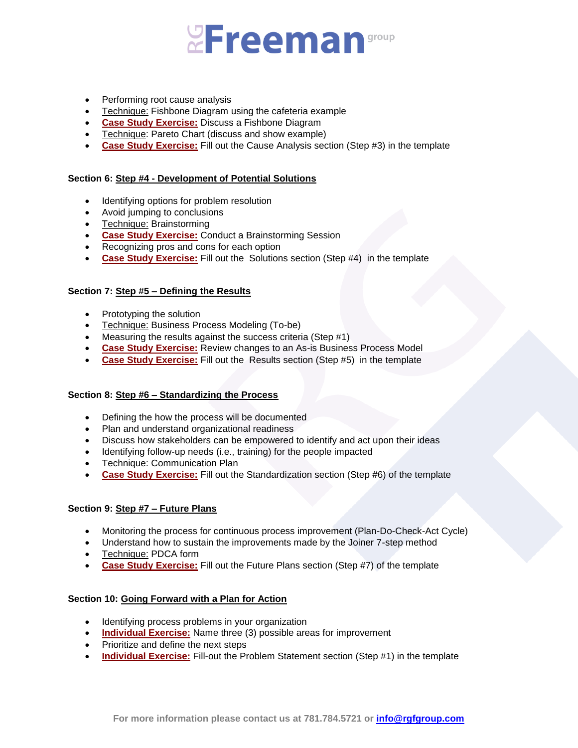- Performing root cause analysis
- Technique: Fishbone Diagram using the cafeteria example
- **Case Study Exercise:** Discuss a Fishbone Diagram
- Technique: Pareto Chart (discuss and show example)
- **Case Study Exercise:** Fill out the Cause Analysis section (Step #3) in the template

**Section 6: Step #4 - Development of Potential Solutions**

- Identifying options for problem resolution
- Avoid jumping to conclusions
- Technique: Brainstorming
- **Case Study Exercise:** Conduct a Brainstorming Session
- Recognizing pros and cons for each option
- **Case Study Exercise:** Fill out the Solutions section (Step #4) in the template

**Section 7: Step #5 – Defining the Results**

- Prototyping the solution
- Technique: Business Process Modeling (To-be)
- Measuring the results against the success criteria (Step #1)
- **Case Study Exercise:** Review changes to an As-is Business Process Model
- **Case Study Exercise:** Fill out the Results section (Step #5) in the template

**Section 8: Step #6 – Standardizing the Process**

- Defining the how the process will be documented
- Plan and understand organizational readiness
- Discuss how stakeholders can be empowered to identify and act upon their ideas
- Identifying follow-up needs (i.e., training) for the people impacted
- Technique: Communication Plan
- **Case Study Exercise:** Fill out the Standardization section (Step #6) of the template

**Section 9: Step #7 – Future Plans**

- Monitoring the process for continuous process improvement (Plan-Do-Check-Act Cycle)
- Understand how to sustain the improvements made by the Joiner 7-step method
- Technique: PDCA form
- **Case Study Exercise:** Fill out the Future Plans section (Step #7) of the template

**Section 10: Going Forward with a Plan for Action**

- Identifying process problems in your organization
- **Individual Exercise:** Name three (3) possible areas for improvement
- Prioritize and define the next steps
- **Individual Exercise:** Fill-out the Problem Statement section (Step #1) in the template